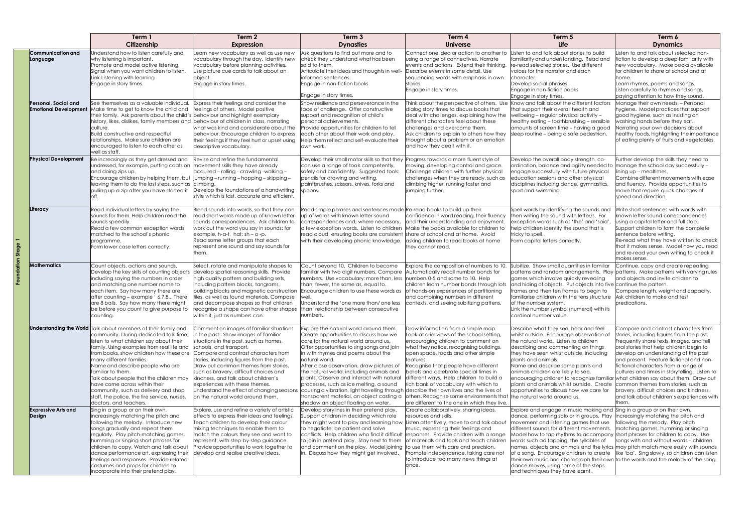| | | Term 1 Citizenship | Term 2 Expression | Term 3 Dynasties | Term 4 Universe | Term 5 Life | Term 6 Dynamics |
|---|---|---|---|---|---|---|---|
| Foundation Stage 1 | **Communication and Language** | Understand how to listen carefully and why listening is important. Promote and model active listening. Signal when you want children to listen. Link Listening with Learning Engage in story times. | Learn new vocabulary as well as use new vocabulary through the day. Identify new vocabulary before planning activities. Use picture cue cards to talk about an object. Engage in story times. | Ask questions to find out more and to check they understand what has been said to them. Articulate their ideas and thoughts in well-informed sentences. Engage in non-fiction books Engage in story times. | Connect one idea or action to another to using a range of connectives. Narrate events and actions. Extend their thinking. Describe events in some detail. Use sequencing words with emphasis in own stories. Engage in story times. | Listen to and talk about stories to build familiarity and understanding. Read and re-read selected stories. Use different voices for the narrator and each character. Develop social phrases. Engage in non-fiction books Engage in story times. | Listen to and talk about selected non-fiction to develop a deep familiarity with new vocabulary. Make books available for children to share at school and at home. Learn rhymes, poems and songs. Listen carefully to rhymes and songs, paying attention to how they sound. |
| | **Personal, Social and Emotional Development** | See themselves as a valuable individual. Make time to get to know the child and their family. Ask parents about the child's history, likes, dislikes, family members and culture. Build constructive and respectful relationships. Make sure children are encouraged to listen to each other as well as staff. | Express their feelings and consider the feelings of others. Model positive behaviour and highlight exemplary behaviour of children in class, narrating what was kind and considerate about the behaviour. Encourage children to express their feelings if they feel hurt or upset using descriptive vocabulary. | Show resilience and perseverance in the face of challenge. Offer constructive support and recognition of child's personal achievements. Provide opportunities for children to tell each other about their work and play. Help them reflect and self-evaluate their own work. | Think about the perspective of others. Use dialog story times to discuss books that deal with challenges, explaining how the different characters feel about these challenges and overcome them. Ask children to explain to others how they thought about a problem or an emotion and how they dealt with it. | Know and talk about the different factors that support their overall health and wellbeing – regular physical activity – healthy eating – toothbrushing – sensible amounts of screen time – having a good sleep routine – being a safe pedestrian, | Manage their own needs. – Personal hygiene. Model practices that support good hygiene, such as insisting on washing hands before they eat. Narrating your own decisions about healthy foods, highlighting the importance of eating plenty of fruits and vegetables. |
| | **Physical Development** | Be increasingly as they get dressed and undressed, for example, putting coats on and doing zips up. Encourage children by helping them, but leaving them to do the last steps, such as pulling up a zip after you have started it off. | Revise and refine the fundamental movement skills they have already acquired – rolling - crawling -walking – jumping – running – hopping – skipping – climbing. Develop the foundations of a handwriting style which is fast, accurate and efficient. | Develop their small motor skills so that they can use a range of tools competently, safely and confidently. Suggested tools: pencils for drawing and writing, paintbrushes, scissors, knives, forks and spoons. | Progress towards a more fluent style of moving, developing control and grace. Challenge children with further physical challenges when they are ready, such as climbing higher, running faster and jumping further. | Develop the overall body strength, co-ordination, balance and agility needed to engage successfully with future physical education sessions and other physical disciplines including dance, gymnastics, sport and swimming. | Further develop the skills they need to manage the school day successfully – lining up – mealtimes. Combine different movements with ease and fluency. Provide opportunities to move that require quick changes of speed and direction. |
| | **Literacy** | Read individual letters by saying the sounds for them. Help children read the sounds speedily. Read a few common exception words matched to the school's phonic programme. Form lower case letters correctly. | Blend sounds into words, so that they can read short words made up of known letter-sounds correspondences. Ask children to work out the word you say in sounds: for example, h-a-t, hat: sh – o -p. Read some letter groups that each represent one sound and say sounds for them. | Read simple phrases and sentences made up of words with known letter-sound correspondences and, where necessary, a few exception words. Listen to children read aloud, ensuring books are consistent with their developing phonic knowledge. | Re-read books to build up their confidence in word reading, their fluency and their understanding and enjoyment. Make the books available for children to share at school and at home. Avoid asking children to read books at home they cannot read. | Spell words by identifying the sounds and then writing the sound with letter/s. For exception words such as 'the' and 'said', help children identify the sound that is tricky to spell. Form capital letters correctly. | Write short sentences with words with known letter-sound correspondences using a capital letter and full stop. Support children to form the complete sentence before writing. Re-read what they have written to check that it makes sense. Model how you read and re-read your own writing to check it makes sense. |
| | **Mathematics** | Count objects, actions and sounds. Develop the key skills of counting objects including saying the numbers in order and matching one number name to each item. Say how many there are after counting – example ' 6,7,8,. There are 8 balls. Say how many there might be before you count to give purpose to counting. | Select, rotate and manipulate shapes to develop spatial reasoning skills. Provide high quality pattern and building sets, including pattern blocks, tangrams, building blocks and magnetic construction tiles, as well as found materials. Compose and decompose shapes so that children recognise a shape can have other shapes within it, just as numbers can. | Count beyond 10. Children to become familiar with two digit numbers. Compare numbers. Use vocabulary: more than, less than, fewer, the same as, equal to. Encourage children to use these words as well. Understand the 'one more than/ one less than' relationship between consecutive numbers. | Explore the composition of numbers to 10. Automatically recall number bonds for numbers 0-5 and some to 10. Help children learn number bonds through lots of hands-on experiences of partitioning and combining numbers in different contexts, and seeing subitizing patterns. | Subitize. Show small quantities in familiar patterns and random arrangements. Play games which involve quickly revealing and hiding of objects. Put objects into five frames and then ten frames to begin to familiarise children with the tens structure of the number system. Link the number symbol (numeral) with its cardinal number value. | Continue, copy and create repeating patterns. Make patterns with varying rules and objects and invite children to continue the pattern. Compare length, weight and capacity. Ask children to make and test predications. |
| | **Understanding the World** | Talk about members of their family and community. During dedicated talk time, listen to what children say about their family. Using examples from real life and from books, show children how these are many different families. Name and describe people who are familiar to them. Talk about people that the children may have come across within their community, such as delivery and shop staff, the police, the fire service, nurses, doctors, and teachers. | Comment on images of familiar situations in the past. Show images of familiar situations in the past, such as homes, schools, and transport. Compare and contrast characters from stories, including figures from the past. Draw out common themes from stories, such as bravery, difficult choices and kindness, and talk about children's experiences with these themes. Understand the effect of changing seasons on the natural world around them. | Explore the natural world around them. Create opportunities to discuss how we care for the natural world around us. Offer opportunities to sing songs and join in with rhymes and poems about the natural world. After close observation, draw pictures of the natural world, including animals and plants. Observe and interact with natural processes, such as ice melting, a sound causing a vibration, light travelling through transparent material, an object casting a shadow an object floating on water. | Draw information from a simple map. Look at ariel views of the school setting, encouraging children to comment on what they notice, recognising buildings, open space, roads and other simple features. Recognise that people have different beliefs and celebrate special times in different ways. Help children to build a rich bank of vocabulary with which to describe their own lives and the lives of others. Recognise some environments that are different to the one in which they live. | Describe what they see, hear and feel whilst outside. Encourage observation of the natural world. Listen to children describing and commenting on things they have seen whilst outside, including plants and animals. Name and describe some plants and animals children are likely to see, encouraging children to recognize familiar plants and animals whilst outside. Create opportunities to discuss how we care for the natural world around us. | Compare and contrast characters from stories, including figures from the past. Frequently share texts, images, and tell oral stories that help children begin to develop an understanding of the past and present. Feature fictional and non-fictional characters from a range of cultures and times in storytelling. Listen to what children say about them. Draw out common themes from stories, such as bravery, difficult choices and kindness, and talk about children's experiences with them. |
| | **Expressive Arts and Design** | Sing in a group or on their own, increasingly matching the pitch and following the melody. Introduce new songs gradually and repeat them regularly. Play pitch-matching games, humming or singing short phrases for children to copy. Watch and talk about dance performance art, expressing their feelings and responses. Provide related costumes and props for children to incorporate into their pretend play. | Explore, use and refine a variety of artistic effects to express their ideas and feelings. Teach children to develop their colour mixing techniques to enable them to match the colours they see and want to represent, with step-by-step guidance. Provide opportunities to work together to develop and realise creative ideas. | Develop storylines in their pretend play. Support children in deciding which role they might want to play and learning how to negotiate, be patient and solve conflicts. Help children who find it difficult to join in pretend play. Stay next to them and comment on the play. Model joining in. Discuss how they might get involved. | Create collaboratively, sharing ideas, resources and skills. Listen attentively, move to and talk about music, expressing their feelings and responses. Provide children with a range of materials and tools and teach children to use them with care and precision. Promote independence, taking care not to introduce too many new things at once. | Explore and engage in music making and dance, performing solo or in groups. Play movement and listening games that use different sounds for different movements. Model how to tap rhythms to accompany words such ad tapping, the syllables of names, objects and animals and the lyrics of a song. Encourage children to create their own music and choregraph their own dance moves, using some of the steps and techniques they have learnt. | Sing in a group or on their own, increasingly matching the pitch and following the melody. Play pitch matching games, humming or singing short phrases for children to copy. Use songs with and without words – children may pitch match more easily with sounds like 'ba'. Sing slowly, so children can listen to the words and the melody of the song. |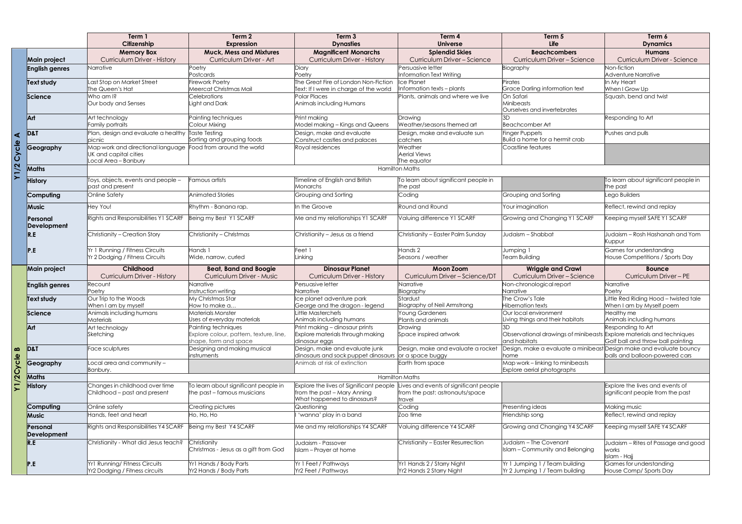| | | Term 1<br>Citizenship | Term 2<br>Expression | Term 3<br>Dynasties | Term 4<br>Universe | Term 5<br>Life | Term 6<br>Dynamics |
|---|---|---|---|---|---|---|---|
| Y1/2 Cycle A | **Main project** | **Memory Box**<br>Curriculum Driver - History | **Muck, Mess and Mixtures**<br>Curriculum Driver - Art | **Magnificent Monarchs**<br>Curriculum Driver - History | **Splendid Skies**<br>Curriculum Driver – Science | **Beachcombers**<br>Curriculum Driver – Science | **Humans**<br>Curriculum Driver - Science |
| | **English genres** | Narrative | Poetry<br>Postcards | Diary<br>Poetry | Persuasive letter<br>Information Text Writing | Biography | Non-fiction<br>Adventure Narrative |
| | **Text study** | Last Stop on Market Street<br>The Queen's Hat | Firework Poetry<br>Meercat Christmas Mail | The Great Fire of London Non-Fiction<br>Text: If I were in charge of the world | Ice Planet<br>Information texts – plants | Pirates<br>Grace Darling information text | In My Heart<br>When I Grow Up |
| | **Science** | Who am I?<br>Our body and Senses | Celebrations<br>Light and Dark | Polar Places<br>Animals including Humans | Plants, animals and where we live | On Safari<br>Minibeasts<br>Ourselves and invertebrates | Squash, bend and twist |
| | **Art** | Art technology<br>Family portraits | Painting techniques<br>Colour Mixing | Print making<br>Model making – Kings and Queens | Drawing<br>Weather/seasons themed art | 3D<br>Beachcomber Art | Responding to Art |
| | **D&T** | Plan, design and evaluate a healthy picnic | Taste Testing<br>Sorting and grouping foods | Design, make and evaluate<br>Construct castles and palaces | Design, make and evaluate sun catchers | Finger Puppets<br>Build a home for a hermit crab | Pushes and pulls |
| | **Geography** | Map work and directional language<br>UK and capital cities<br>Local Area – Banbury | Food from around the world | Royal residences | Weather<br>Aerial Views<br>The equator | Coastline features | |
| | **Maths** | Hamilton Maths | | | | | |
| | **History** | Toys, objects, events and people – past and present | Famous artists | Timeline of English and British Monarchs | To learn about significant people in the past | | To learn about significant people in the past |
| | **Computing** | Online Safety | Animated Stories | Grouping and Sorting | Coding | Grouping and Sorting | Lego Builders |
| | **Music** | Hey You! | Rhythm - Banana rap. | In the Groove | Round and Round | Your imagination | Reflect, rewind and replay |
| | **Personal Development** | Rights and Responsibilities Y1 SCARF | Being my Best Y1 SCARF | Me and my relationships Y1 SCARF | Valuing difference Y1 SCARF | Growing and Changing Y1 SCARF | Keeping myself SAFE Y1 SCARF |
| | **R.E** | Christianity – Creation Story | Christianity – Christmas | Christianity – Jesus as a friend | Christianity – Easter Palm Sunday | Judaism – Shabbat | Judaism – Rosh Hashanah and Yom Kuppur |
| | **P.E** | Yr 1 Running / Fitness Circuits<br>Yr 2 Dodging / Fitness Circuits | Hands 1<br>Wide, narrow, curled | Feet 1<br>Linking | Hands 2<br>Seasons / weather | Jumping 1<br>Team Building | Games for understanding<br>House Competitions / Sports Day |
| Y1/2 Cycle B | **Main project** | **Childhood**<br>Curriculum Driver - History | **Beat, Band and Boogie**<br>Curriculum Driver - Music | **Dinosaur Planet**<br>Curriculum Driver - History | **Moon Zoom**<br>Curriculum Driver – Science/DT | **Wriggle and Crawl**<br>Curriculum Driver – Science | **Bounce**<br>Curriculum Driver – PE |
| | **English genres** | Recount<br>Poetry | Narrative<br>Instruction writing | Persuasive letter<br>Narrative | Narrative<br>Biography | Non-chronological report<br>Narrative | Narrative<br>Poetry |
| | **Text study** | Our Trip to the Woods<br>When I am by myself | My Christmas Star<br>How to make a… | Ice planet adventure park<br>George and the dragon - legend | Stardust<br>Biography of Neil Armstrong | The Crow's Tale<br>Hibernation texts | Little Red Riding Hood – twisted tale<br>When I am by Myself poem |
| | **Science** | Animals including humans<br>Materials | Materials Monster<br>Uses of everyday materials | Little Masterchefs<br>Animals including humans | Young Gardeners<br>Plants and animals | Our local environment<br>Living things and their habitats | Healthy me<br>Animals including humans |
| | **Art** | Art technology<br>Sketching | Painting techniques<br>Explore colour, pattern, texture, line, shape, form and space | Print making – dinosaur prints<br>Explore materials through making dinosaur eggs | Drawing<br>Space inspired artwork | 3D<br>Observational drawings of minibeasts and habitats | Responding to Art<br>Explore materials and techniques<br>Golf ball and throw ball painting |
| | **D&T** | Face sculptures | Designing and making musical instruments | Design, make and evaluate junk dinosaurs and sock puppet dinosaurs | Design, make and evaluate a rocket or a space buggy | Design, make a evaluate a minibeast home | Design make and evaluate bouncy balls and balloon-powered cars |
| | **Geography** | Local area and community – Banbury. | | Animals at risk of extinction | Earth from space | Map work – linking to minibeasts<br>Explore aerial photographs | |
| | **Maths** | Hamilton Maths | | | | | |
| | **History** | Changes in childhood over time<br>Childhood – past and present | To learn about significant people in the past – famous musicians | Explore the lives of Significant people from the past – Mary Anning<br>What happened to dinosaurs? | Lives and events of significant people from the past: astronauts/space travel | | Explore the lives and events of significant people from the past |
| | **Computing** | Online safety | Creating pictures | Questioning | Coding | Presenting ideas | Making music |
| | **Music** | Hands, feet and heart | Ho, Ho, Ho | I 'wanna' play in a band | Zoo time | Friendship song | Reflect, rewind and replay |
| | **Personal Development** | Rights and Responsibilities Y4 SCARF | Being my Best Y4 SCARF | Me and my relationships Y4 SCARF | Valuing difference Y4 SCARF | Growing and Changing Y4 SCARF | Keeping myself SAFE Y4 SCARF |
| | **R.E** | Christianity - What did Jesus teach? | Christianity<br>Christmas - Jesus as a gift from God | Judaism - Passover<br>Islam – Prayer at home | Christianity – Easter Resurrection | Judaism – The Covenant<br>Islam – Community and Belonging | Judaism – Rites of Passage and good works<br>Islam - Hajj |
| | **P.E** | Yr1 Running/ Fitness Circuits<br>Yr2 Dodging / Fitness circuits | Yr1 Hands / Body Parts<br>Yr2 Hands / Body Parts | Yr 1 Feet / Pathways<br>Yr2 Feet / Pathways | Yr1 Hands 2 / Starry Night<br>Yr2 Hands 2 Starry Night | Yr 1 Jumping 1 / Team building<br>Yr 2 Jumping 1 / Team building | Games for understanding<br>House Comp/ Sports Day |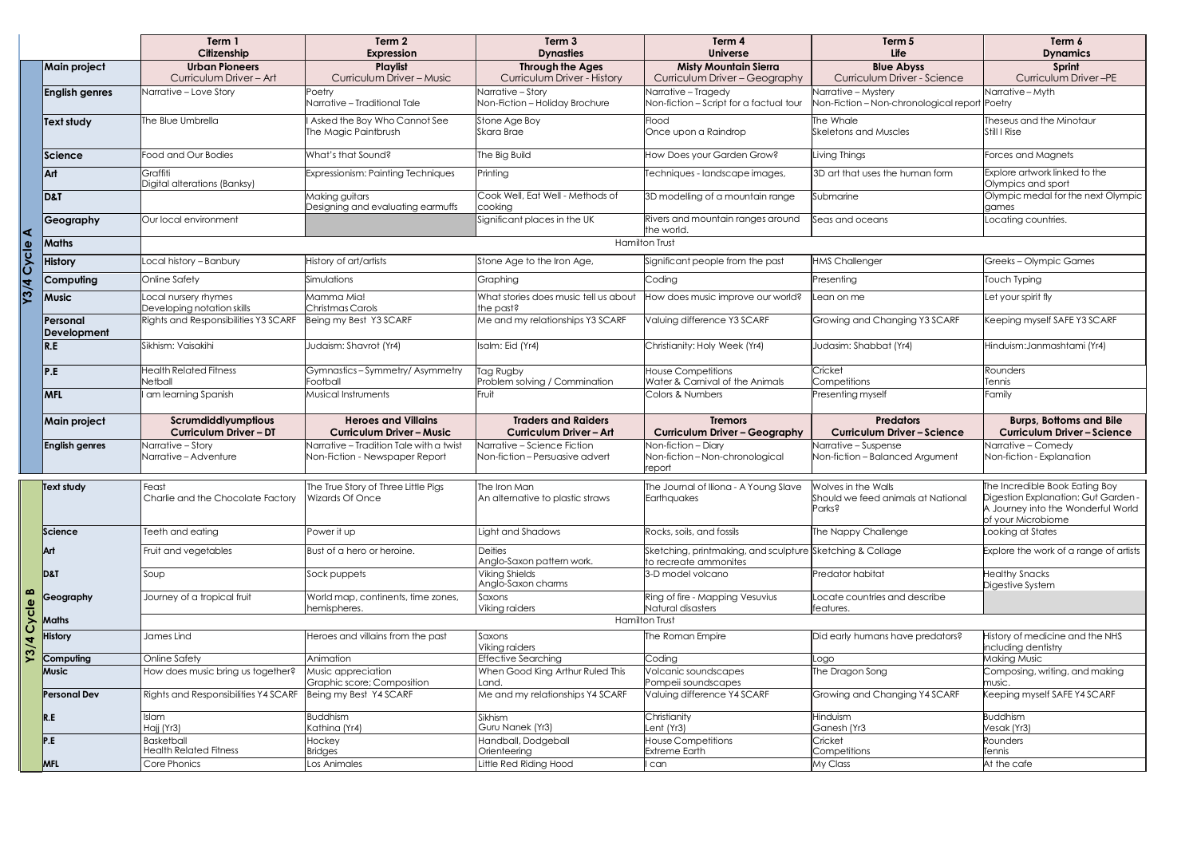| | | Term 1<br>**Citizenship** | Term 2<br>**Expression** | Term 3<br>**Dynasties** | Term 4<br>**Universe** | Term 5<br>**Life** | Term 6<br>**Dynamics** |
|---|---|---|---|---|---|---|---|
| **Y3/4 Cycle A** | **Main project** | **Urban Pioneers**<br>Curriculum Driver – Art | **Playlist**<br>Curriculum Driver – Music | **Through the Ages**<br>Curriculum Driver - History | **Misty Mountain Sierra**<br>Curriculum Driver – Geography | **Blue Abyss**<br>Curriculum Driver - Science | **Sprint**<br>Curriculum Driver –PE |
| | **English genres** | Narrative – Love Story | Poetry<br>Narrative – Traditional Tale | Narrative – Story<br>Non-Fiction – Holiday Brochure | Narrative – Tragedy<br>Non-fiction – Script for a factual tour | Narrative – Mystery<br>Non-Fiction – Non-chronological report | Narrative – Myth<br>Poetry |
| | **Text study** | The Blue Umbrella | I Asked the Boy Who Cannot See<br>The Magic Paintbrush | Stone Age Boy<br>Skara Brae | Flood<br>Once upon a Raindrop | The Whale<br>Skeletons and Muscles | Theseus and the Minotaur<br>Still I Rise |
| | **Science** | Food and Our Bodies | What's that Sound? | The Big Build | How Does your Garden Grow? | Living Things | Forces and Magnets |
| | **Art** | Graffiti<br>Digital alterations (Banksy) | Expressionism: Painting Techniques | Printing | Techniques - landscape images, | 3D art that uses the human form | Explore artwork linked to the Olympics and sport |
| | **D&T** | | Making guitars<br>Designing and evaluating earmuffs | Cook Well, Eat Well - Methods of cooking | 3D modelling of a mountain range | Submarine | Olympic medal for the next Olympic games |
| | **Geography** | Our local environment | | Significant places in the UK | Rivers and mountain ranges around the world. | Seas and oceans | Locating countries. |
| | **Maths** | Hamilton Trust | | | | | |
| | **History** | Local history – Banbury | History of art/artists | Stone Age to the Iron Age, | Significant people from the past | HMS Challenger | Greeks – Olympic Games |
| | **Computing** | Online Safety | Simulations | Graphing | Coding | Presenting | Touch Typing |
| | **Music** | Local nursery rhymes<br>Developing notation skills | Mamma Mia!<br>Christmas Carols | What stories does music tell us about the past? | How does music improve our world? | Lean on me | Let your spirit fly |
| | **Personal Development** | Rights and Responsibilities Y3 SCARF | Being my Best Y3 SCARF | Me and my relationships Y3 SCARF | Valuing difference Y3 SCARF | Growing and Changing Y3 SCARF | Keeping myself SAFE Y3 SCARF |
| | **R.E** | Sikhism: Vaisakihi | Judaism: Shavrot (Yr4) | Isalm: Eid (Yr4) | Christianity: Holy Week (Yr4) | Judasim: Shabbat (Yr4) | Hinduism:Janmashtami (Yr4) |
| | **P.E** | Health Related Fitness<br>Netball | Gymnastics – Symmetry/ Asymmetry<br>Football | Tag Rugby<br>Problem solving / Commination | House Competitions<br>Water & Carnival of the Animals | Cricket<br>Competitions | Rounders<br>Tennis |
| | **MFL** | I am learning Spanish | Musical Instruments | Fruit | Colors & Numbers | Presenting myself | Family |
| **Y3/4 Cycle B** | **Main project** | **Scrumdiddlyumptious**<br>**Curriculum Driver – DT** | **Heroes and Villains**<br>**Curriculum Driver – Music** | **Traders and Raiders**<br>**Curriculum Driver – Art** | **Tremors**<br>**Curriculum Driver – Geography** | **Predators**<br>**Curriculum Driver – Science** | **Burps, Bottoms and Bile**<br>**Curriculum Driver – Science** |
| | **English genres** | Narrative – Story<br>Narrative – Adventure | Narrative – Tradition Tale with a twist<br>Non-Fiction - Newspaper Report | Narrative – Science Fiction<br>Non-fiction – Persuasive advert | Non-fiction – Diary<br>Non-fiction – Non-chronological report | Narrative – Suspense<br>Non-fiction – Balanced Argument | Narrative – Comedy<br>Non-fiction - Explanation |
| | **Text study** | Feast<br>Charlie and the Chocolate Factory | The True Story of Three Little Pigs<br>Wizards Of Once | The Iron Man<br>An alternative to plastic straws | The Journal of Iliona - A Young Slave<br>Earthquakes | Wolves in the Walls<br>Should we feed animals at National Parks? | The Incredible Book Eating Boy<br>Digestion Explanation: Gut Garden - A Journey into the Wonderful World of your Microbiome |
| | **Science** | Teeth and eating | Power it up | Light and Shadows | Rocks, soils, and fossils | The Nappy Challenge | Looking at States |
| | **Art** | Fruit and vegetables | Bust of a hero or heroine. | Deities<br>Anglo-Saxon pattern work. | Sketching, printmaking, and sculpture to recreate ammonites | Sketching & Collage | Explore the work of a range of artists |
| | **D&T** | Soup | Sock puppets | Viking Shields<br>Anglo-Saxon charms | 3-D model volcano | Predator habitat | Healthy Snacks<br>Digestive System |
| | **Geography** | Journey of a tropical fruit | World map, continents, time zones, hemispheres. | Saxons<br>Viking raiders | Ring of fire - Mapping Vesuvius<br>Natural disasters | Locate countries and describe features. | |
| | **Maths** | Hamilton Trust | | | | | |
| | **History** | James Lind | Heroes and villains from the past | Saxons<br>Viking raiders | The Roman Empire | Did early humans have predators? | History of medicine and the NHS including dentistry |
| | **Computing** | Online Safety | Animation | Effective Searching | Coding | Logo | Making Music |
| | **Music** | How does music bring us together? | Music appreciation<br>Graphic score; Composition | When Good King Arthur Ruled This Land. | Volcanic soundscapes<br>Pompeii soundscapes | The Dragon Song | Composing, writing, and making music. |
| | **Personal Dev** | Rights and Responsibilities Y4 SCARF | Being my Best Y4 SCARF | Me and my relationships Y4 SCARF | Valuing difference Y4 SCARF | Growing and Changing Y4 SCARF | Keeping myself SAFE Y4 SCARF |
| | **R.E** | Islam<br>Hajj (Yr3) | Buddhism<br>Kathina (Yr4) | Sikhism<br>Guru Nanek (Yr3) | Christianity<br>Lent (Yr3) | Hinduism<br>Ganesh (Yr3 | Buddhism<br>Vesak (Yr3) |
| | **P.E** | Basketball<br>Health Related Fitness | Hockey<br>Bridges | Handball, Dodgeball<br>Orienteering | House Competitions<br>Extreme Earth | Cricket<br>Competitions | Rounders<br>Tennis |
| | **MFL** | Core Phonics | Los Animales | Little Red Riding Hood | I can | My Class | At the cafe |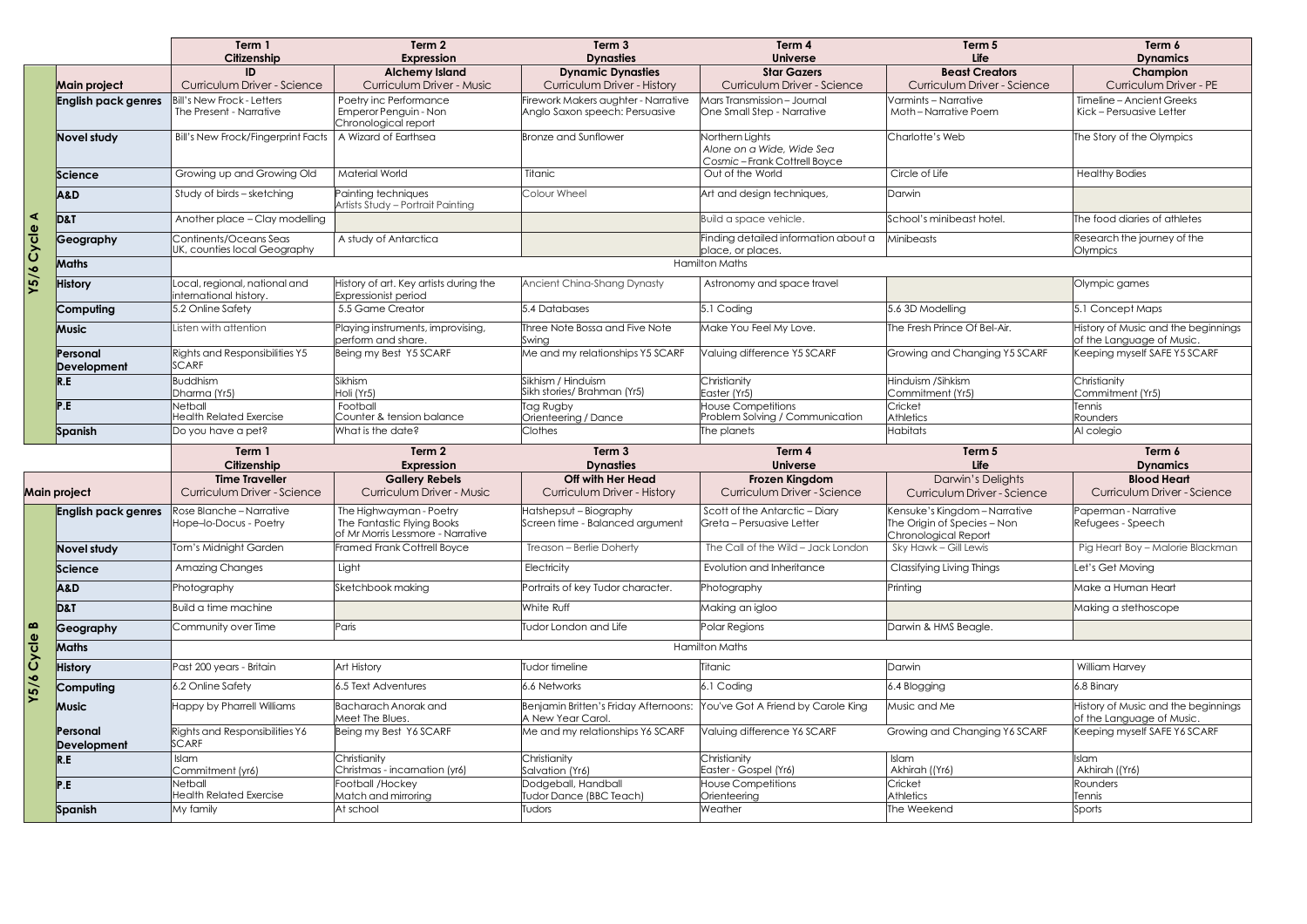| | | Term 1<br>Citizenship | Term 2<br>Expression | Term 3<br>Dynasties | Term 4<br>Universe | Term 5<br>Life | Term 6<br>Dynamics |
|---|---|---|---|---|---|---|---|
| Y5/6 Cycle A | **Main project** | **ID**<br>Curriculum Driver - Science | **Alchemy Island**<br>Curriculum Driver - Music | **Dynamic Dynasties**<br>Curriculum Driver - History | **Star Gazers**<br>Curriculum Driver - Science | **Beast Creators**<br>Curriculum Driver - Science | **Champion**<br>Curriculum Driver - PE |
| | **English pack genres** | Bill's New Frock - Letters<br>The Present - Narrative | Poetry inc Performance<br>Emperor Penguin - Non Chronological report | Firework Makers aughter - Narrative<br>Anglo Saxon speech: Persuasive | Mars Transmission – Journal<br>One Small Step - Narrative | Varmints – Narrative<br>Moth – Narrative Poem | Timeline – Ancient Greeks<br>Kick – Persuasive Letter |
| | **Novel study** | Bill's New Frock/Fingerprint Facts | A Wizard of Earthsea | Bronze and Sunflower | Northern Lights<br>*Alone on a Wide, Wide Sea*<br>*Cosmic – Frank Cottrell Boyce* | Charlotte's Web | The Story of the Olympics |
| | **Science** | Growing up and Growing Old | Material World | Titanic | Out of the World | Circle of Life | Healthy Bodies |
| | **A&D** | Study of birds – sketching | Painting techniques<br>Artists Study – Portrait Painting | Colour Wheel | Art and design techniques, | Darwin | |
| | **D&T** | Another place – Clay modelling | | | Build a space vehicle. | School's minibeast hotel. | The food diaries of athletes |
| | **Geography** | Continents/Oceans Seas<br>UK, counties local Geography | A study of Antarctica | | Finding detailed information about a place, or places. | Minibeasts | Research the journey of the Olympics |
| | **Maths** | Hamilton Maths | | | | | |
| | **History** | Local, regional, national and international history. | History of art. Key artists during the Expressionist period | Ancient China-Shang Dynasty | Astronomy and space travel | | Olympic games |
| | **Computing** | 5.2 Online Safety | 5.5 Game Creator | 5.4 Databases | 5.1 Coding | 5.6 3D Modelling | 5.1 Concept Maps |
| | **Music** | Listen with attention | Playing instruments, improvising, perform and share. | Three Note Bossa and Five Note Swing | Make You Feel My Love. | The Fresh Prince Of Bel-Air. | History of Music and the beginnings of the Language of Music. |
| | **Personal Development** | Rights and Responsibilities Y5 SCARF | Being my Best Y5 SCARF | Me and my relationships Y5 SCARF | Valuing difference Y5 SCARF | Growing and Changing Y5 SCARF | Keeping myself SAFE Y5 SCARF |
| | **R.E** | Buddhism<br>Dharma (Yr5) | Sikhism<br>Holi (Yr5) | Sikhism / Hinduism<br>Sikh stories/ Brahman (Yr5) | Christianity<br>Easter (Yr5) | Hinduism /Sikhism<br>Commitment (Yr5) | Christianity<br>Commitment (Yr5) |
| | **P.E** | Netball<br>Health Related Exercise | Football<br>Counter & tension balance | Tag Rugby<br>Orienteering / Dance | House Competitions<br>Problem Solving / Communication | Cricket<br>Athletics | Tennis<br>Rounders |
| | **Spanish** | Do you have a pet? | What is the date? | Clothes | The planets | Habitats | Al colegio |

| | | Term 1<br>Citizenship | Term 2<br>Expression | Term 3<br>Dynasties | Term 4<br>Universe | Term 5<br>Life | Term 6<br>Dynamics |
|---|---|---|---|---|---|---|---|
| **Main project** | | **Time Traveller**<br>Curriculum Driver - Science | **Gallery Rebels**<br>Curriculum Driver - Music | **Off with Her Head**<br>Curriculum Driver - History | **Frozen Kingdom**<br>Curriculum Driver - Science | Darwin's Delights<br>Curriculum Driver - Science | **Blood Heart**<br>Curriculum Driver - Science |
| Y5/6 Cycle B | **English pack genres** | Rose Blanche – Narrative<br>Hope–lo-Docus - Poetry | The Highwayman - Poetry<br>The Fantastic Flying Books of Mr Morris Lessmore - Narrative | Hatshepsut – Biography<br>Screen time - Balanced argument | Scott of the Antarctic – Diary<br>Greta – Persuasive Letter | Kensuke's Kingdom – Narrative<br>The Origin of Species – Non Chronological Report | Paperman - Narrative<br>Refugees - Speech |
| | **Novel study** | Tom's Midnight Garden | Framed Frank Cottrell Boyce | Treason – Berlie Doherty | The Call of the Wild – Jack London | Sky Hawk – Gill Lewis | Pig Heart Boy – Malorie Blackman |
| | **Science** | Amazing Changes | Light | Electricity | Evolution and Inheritance | Classifying Living Things | Let's Get Moving |
| | **A&D** | Photography | Sketchbook making | Portraits of key Tudor character. | Photography | Printing | Make a Human Heart |
| | **D&T** | Build a time machine | | White Ruff | Making an igloo | | Making a stethoscope |
| | **Geography** | Community over Time | Paris | Tudor London and Life | Polar Regions | Darwin & HMS Beagle. | |
| | **Maths** | Hamilton Maths | | | | | |
| | **History** | Past 200 years - Britain | Art History | Tudor timeline | Titanic | Darwin | William Harvey |
| | **Computing** | 6.2 Online Safety | 6.5 Text Adventures | 6.6 Networks | 6.1 Coding | 6.4 Blogging | 6.8 Binary |
| | **Music** | Happy by Pharrell Williams | Bacharach Anorak and Meet The Blues. | Benjamin Britten's Friday Afternoons: A New Year Carol. | You've Got A Friend by Carole King | Music and Me | History of Music and the beginnings of the Language of Music. |
| | **Personal Development** | Rights and Responsibilities Y6 SCARF | Being my Best Y6 SCARF | Me and my relationships Y6 SCARF | Valuing difference Y6 SCARF | Growing and Changing Y6 SCARF | Keeping myself SAFE Y6 SCARF |
| | **R.E** | Islam<br>Commitment (yr6) | Christianity<br>Christmas - incarnation (yr6) | Christianity<br>Salvation (Yr6) | Christianity<br>Easter - Gospel (Yr6) | Islam<br>Akhirah ((Yr6) | Islam<br>Akhirah ((Yr6) |
| | **P.E** | Netball<br>Health Related Exercise | Football /Hockey<br>Match and mirroring | Dodgeball, Handball<br>Tudor Dance (BBC Teach) | House Competitions<br>Orienteering | Cricket<br>Athletics | Rounders<br>Tennis |
| | **Spanish** | My family | At school | Tudors | Weather | The Weekend | Sports |